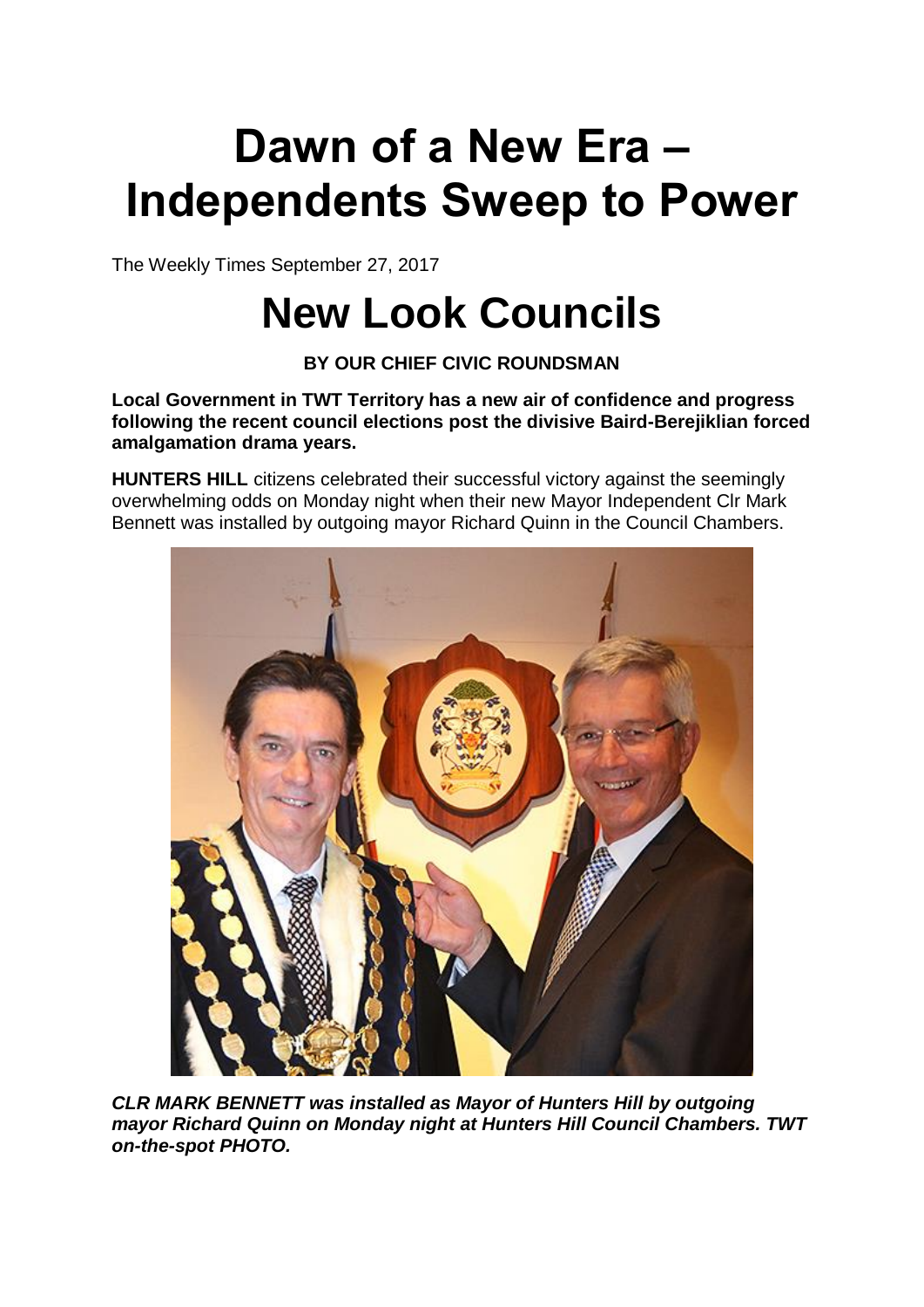# Dawn of a New Era – Independents Sweep to Power

The Weekly Times September 27, 2017

# New Look Councils

**BY OUR CHIEF CIVIC ROUNDSMAN**

**Local Government in TWT Territory has a new air of confidence and progress following the recent council elections post the divisive Baird-Berejiklian forced amalgamation drama years.**

**HUNTERS HILL** citizens celebrated their successful victory against the seemingly overwhelming odds on Monday night when their new Mayor Independent Clr Mark Bennett was installed by outgoing mayor Richard Quinn in the Council Chambers.

***CLR MARK BENNETT was installed as Mayor of Hunters Hill by outgoing mayor Richard Quinn on Monday night at Hunters Hill Council Chambers. TWT on-the-spot PHOTO.***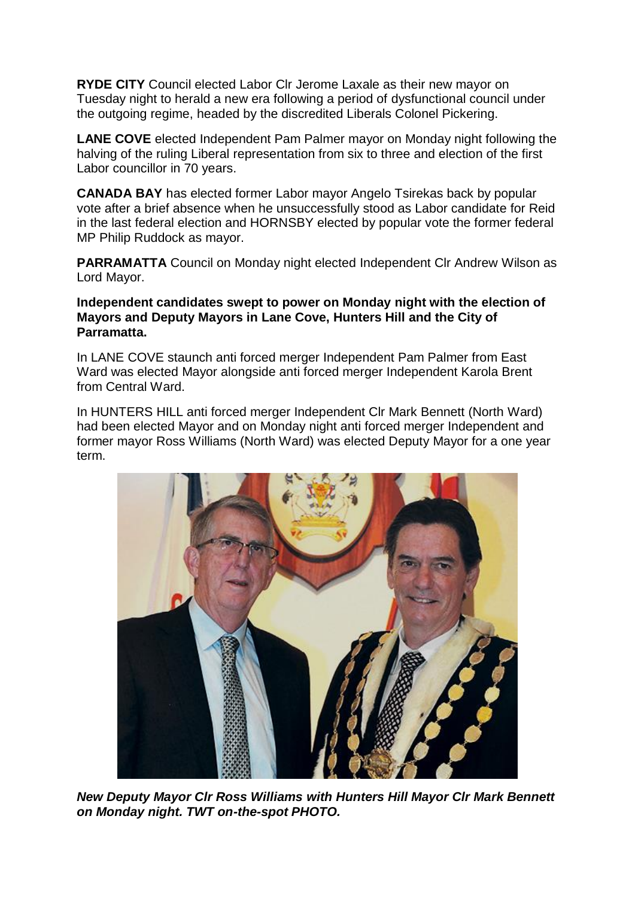**RYDE CITY** Council elected Labor Clr Jerome Laxale as their new mayor on Tuesday night to herald a new era following a period of dysfunctional council under the outgoing regime, headed by the discredited Liberals Colonel Pickering.

**LANE COVE** elected Independent Pam Palmer mayor on Monday night following the halving of the ruling Liberal representation from six to three and election of the first Labor councillor in 70 years.

**CANADA BAY** has elected former Labor mayor Angelo Tsirekas back by popular vote after a brief absence when he unsuccessfully stood as Labor candidate for Reid in the last federal election and HORNSBY elected by popular vote the former federal MP Philip Ruddock as mayor.

**PARRAMATTA** Council on Monday night elected Independent Clr Andrew Wilson as Lord Mayor.

**Independent candidates swept to power on Monday night with the election of Mayors and Deputy Mayors in Lane Cove, Hunters Hill and the City of Parramatta.**

In LANE COVE staunch anti forced merger Independent Pam Palmer from East Ward was elected Mayor alongside anti forced merger Independent Karola Brent from Central Ward.

In HUNTERS HILL anti forced merger Independent Clr Mark Bennett (North Ward) had been elected Mayor and on Monday night anti forced merger Independent and former mayor Ross Williams (North Ward) was elected Deputy Mayor for a one year term.

***New Deputy Mayor Clr Ross Williams with Hunters Hill Mayor Clr Mark Bennett on Monday night. TWT on-the-spot PHOTO.***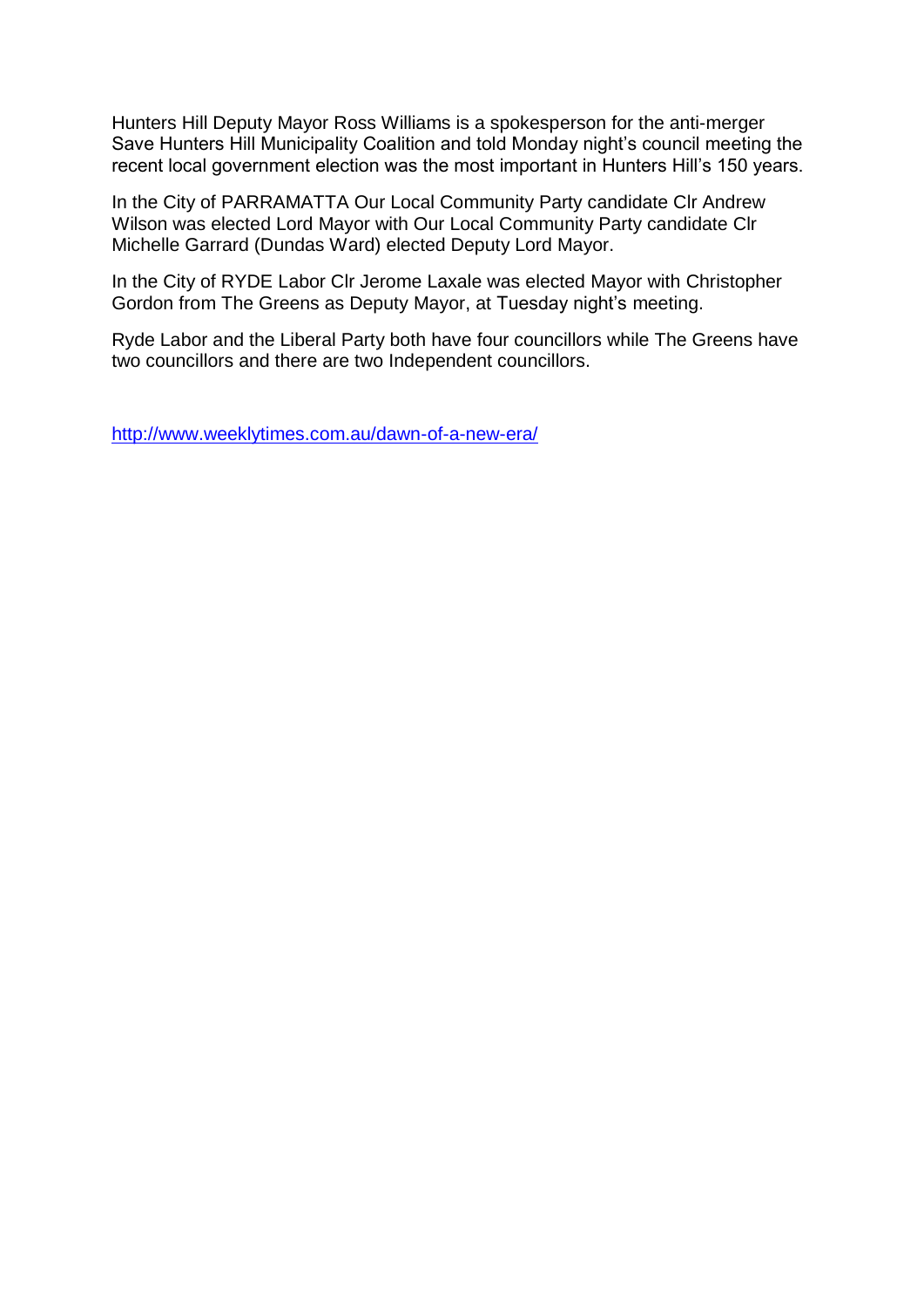Hunters Hill Deputy Mayor Ross Williams is a spokesperson for the anti-merger Save Hunters Hill Municipality Coalition and told Monday night's council meeting the recent local government election was the most important in Hunters Hill's 150 years.

In the City of PARRAMATTA Our Local Community Party candidate Clr Andrew Wilson was elected Lord Mayor with Our Local Community Party candidate Clr Michelle Garrard (Dundas Ward) elected Deputy Lord Mayor.

In the City of RYDE Labor Clr Jerome Laxale was elected Mayor with Christopher Gordon from The Greens as Deputy Mayor, at Tuesday night's meeting.

Ryde Labor and the Liberal Party both have four councillors while The Greens have two councillors and there are two Independent councillors.

http://www.weeklytimes.com.au/dawn-of-a-new-era/